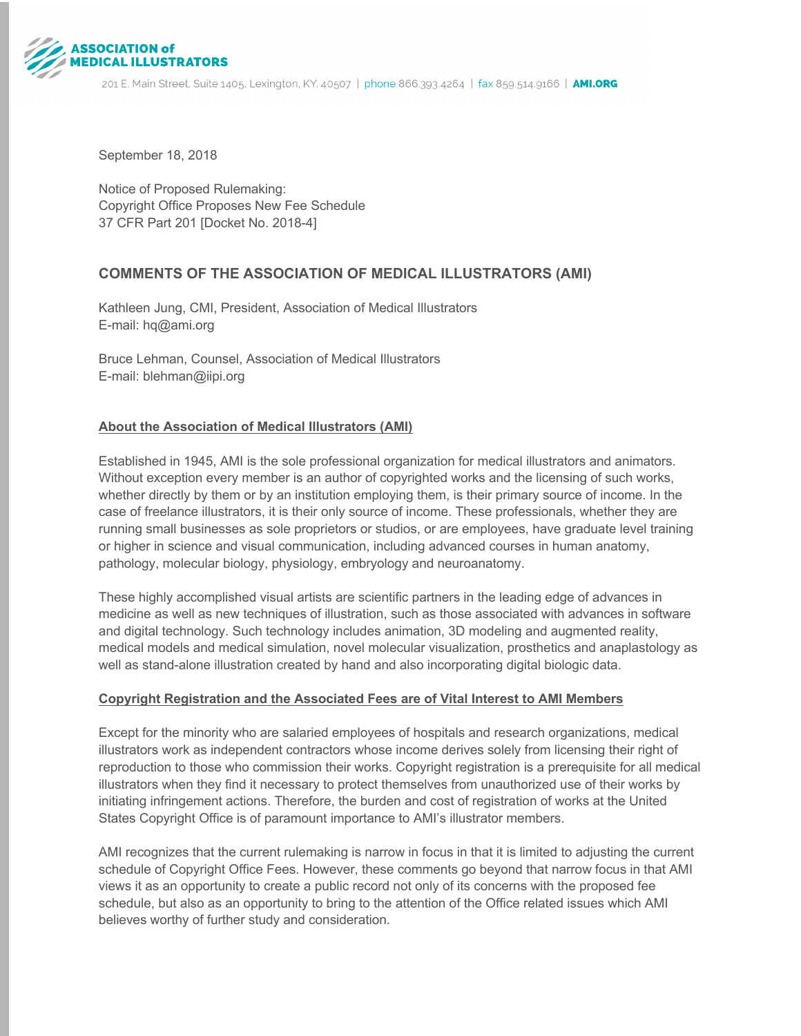**ASSOCIATION of MEDICAL ILLUSTRATORS**

201 E. Main Street, Suite 1405, Lexington, KY, 40507 | phone 866.393.4264 | fax 859.514.9166 | AMI.ORG

September 18, 2018

Notice of Proposed Rulemaking:
Copyright Office Proposes New Fee Schedule
37 CFR Part 201 [Docket No. 2018-4]

## COMMENTS OF THE ASSOCIATION OF MEDICAL ILLUSTRATORS (AMI)

Kathleen Jung, CMI, President, Association of Medical Illustrators
E-mail: hq@ami.org

Bruce Lehman, Counsel, Association of Medical Illustrators
E-mail: blehman@iipi.org

### About the Association of Medical Illustrators (AMI)

Established in 1945, AMI is the sole professional organization for medical illustrators and animators. Without exception every member is an author of copyrighted works and the licensing of such works, whether directly by them or by an institution employing them, is their primary source of income. In the case of freelance illustrators, it is their only source of income. These professionals, whether they are running small businesses as sole proprietors or studios, or are employees, have graduate level training or higher in science and visual communication, including advanced courses in human anatomy, pathology, molecular biology, physiology, embryology and neuroanatomy.

These highly accomplished visual artists are scientific partners in the leading edge of advances in medicine as well as new techniques of illustration, such as those associated with advances in software and digital technology. Such technology includes animation, 3D modeling and augmented reality, medical models and medical simulation, novel molecular visualization, prosthetics and anaplastology as well as stand-alone illustration created by hand and also incorporating digital biologic data.

### Copyright Registration and the Associated Fees are of Vital Interest to AMI Members

Except for the minority who are salaried employees of hospitals and research organizations, medical illustrators work as independent contractors whose income derives solely from licensing their right of reproduction to those who commission their works. Copyright registration is a prerequisite for all medical illustrators when they find it necessary to protect themselves from unauthorized use of their works by initiating infringement actions. Therefore, the burden and cost of registration of works at the United States Copyright Office is of paramount importance to AMI's illustrator members.

AMI recognizes that the current rulemaking is narrow in focus in that it is limited to adjusting the current schedule of Copyright Office Fees. However, these comments go beyond that narrow focus in that AMI views it as an opportunity to create a public record not only of its concerns with the proposed fee schedule, but also as an opportunity to bring to the attention of the Office related issues which AMI believes worthy of further study and consideration.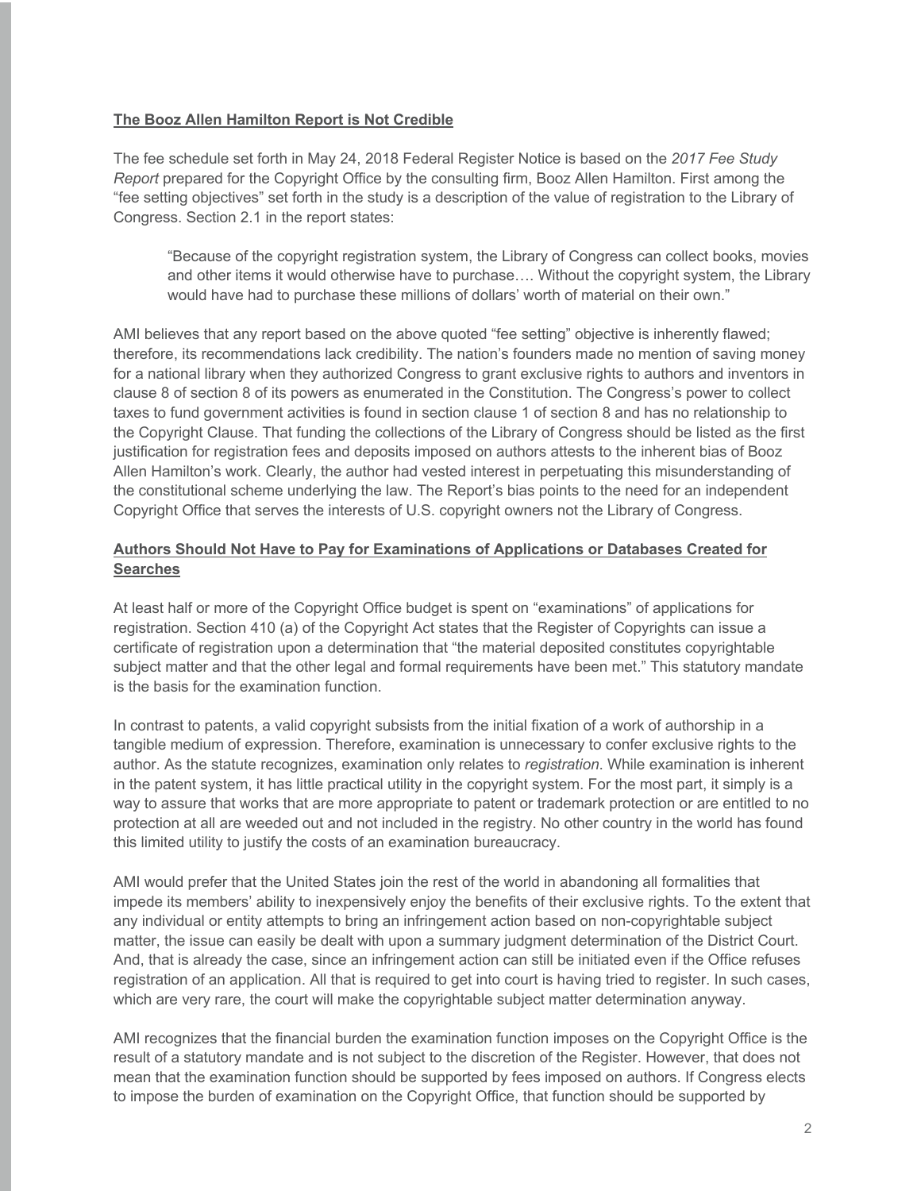**The Booz Allen Hamilton Report is Not Credible**

The fee schedule set forth in May 24, 2018 Federal Register Notice is based on the *2017 Fee Study Report* prepared for the Copyright Office by the consulting firm, Booz Allen Hamilton. First among the "fee setting objectives" set forth in the study is a description of the value of registration to the Library of Congress. Section 2.1 in the report states:

> "Because of the copyright registration system, the Library of Congress can collect books, movies and other items it would otherwise have to purchase…. Without the copyright system, the Library would have had to purchase these millions of dollars' worth of material on their own."

AMI believes that any report based on the above quoted "fee setting" objective is inherently flawed; therefore, its recommendations lack credibility. The nation's founders made no mention of saving money for a national library when they authorized Congress to grant exclusive rights to authors and inventors in clause 8 of section 8 of its powers as enumerated in the Constitution. The Congress's power to collect taxes to fund government activities is found in section clause 1 of section 8 and has no relationship to the Copyright Clause. That funding the collections of the Library of Congress should be listed as the first justification for registration fees and deposits imposed on authors attests to the inherent bias of Booz Allen Hamilton's work. Clearly, the author had vested interest in perpetuating this misunderstanding of the constitutional scheme underlying the law. The Report's bias points to the need for an independent Copyright Office that serves the interests of U.S. copyright owners not the Library of Congress.

**Authors Should Not Have to Pay for Examinations of Applications or Databases Created for Searches**

At least half or more of the Copyright Office budget is spent on "examinations" of applications for registration. Section 410 (a) of the Copyright Act states that the Register of Copyrights can issue a certificate of registration upon a determination that "the material deposited constitutes copyrightable subject matter and that the other legal and formal requirements have been met." This statutory mandate is the basis for the examination function.

In contrast to patents, a valid copyright subsists from the initial fixation of a work of authorship in a tangible medium of expression. Therefore, examination is unnecessary to confer exclusive rights to the author. As the statute recognizes, examination only relates to *registration*. While examination is inherent in the patent system, it has little practical utility in the copyright system. For the most part, it simply is a way to assure that works that are more appropriate to patent or trademark protection or are entitled to no protection at all are weeded out and not included in the registry. No other country in the world has found this limited utility to justify the costs of an examination bureaucracy.

AMI would prefer that the United States join the rest of the world in abandoning all formalities that impede its members' ability to inexpensively enjoy the benefits of their exclusive rights. To the extent that any individual or entity attempts to bring an infringement action based on non-copyrightable subject matter, the issue can easily be dealt with upon a summary judgment determination of the District Court. And, that is already the case, since an infringement action can still be initiated even if the Office refuses registration of an application. All that is required to get into court is having tried to register. In such cases, which are very rare, the court will make the copyrightable subject matter determination anyway.

AMI recognizes that the financial burden the examination function imposes on the Copyright Office is the result of a statutory mandate and is not subject to the discretion of the Register. However, that does not mean that the examination function should be supported by fees imposed on authors. If Congress elects to impose the burden of examination on the Copyright Office, that function should be supported by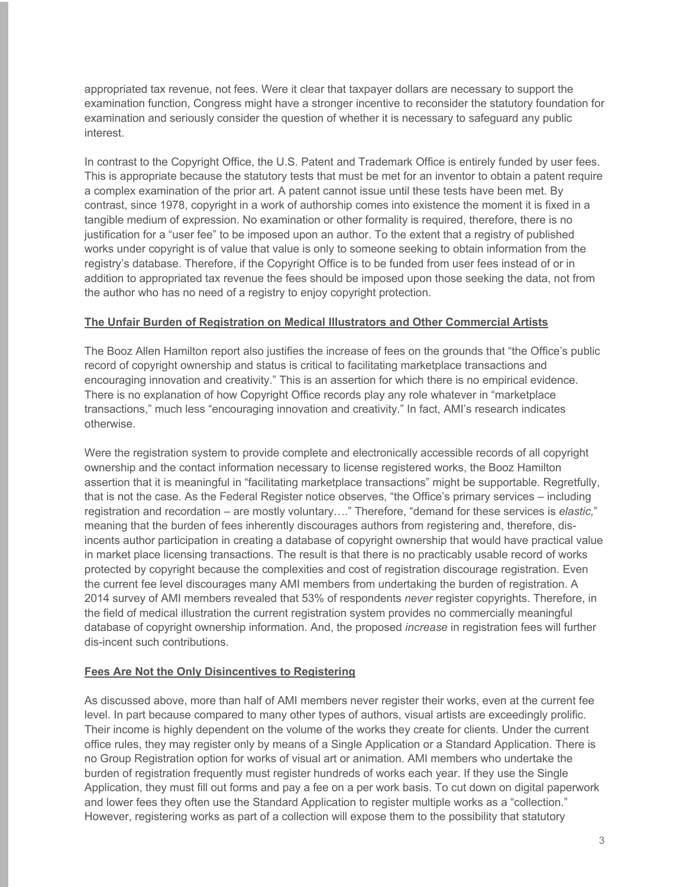appropriated tax revenue, not fees. Were it clear that taxpayer dollars are necessary to support the examination function, Congress might have a stronger incentive to reconsider the statutory foundation for examination and seriously consider the question of whether it is necessary to safeguard any public interest.

In contrast to the Copyright Office, the U.S. Patent and Trademark Office is entirely funded by user fees. This is appropriate because the statutory tests that must be met for an inventor to obtain a patent require a complex examination of the prior art. A patent cannot issue until these tests have been met. By contrast, since 1978, copyright in a work of authorship comes into existence the moment it is fixed in a tangible medium of expression. No examination or other formality is required, therefore, there is no justification for a "user fee" to be imposed upon an author. To the extent that a registry of published works under copyright is of value that value is only to someone seeking to obtain information from the registry's database. Therefore, if the Copyright Office is to be funded from user fees instead of or in addition to appropriated tax revenue the fees should be imposed upon those seeking the data, not from the author who has no need of a registry to enjoy copyright protection.

**The Unfair Burden of Registration on Medical Illustrators and Other Commercial Artists**

The Booz Allen Hamilton report also justifies the increase of fees on the grounds that "the Office's public record of copyright ownership and status is critical to facilitating marketplace transactions and encouraging innovation and creativity." This is an assertion for which there is no empirical evidence. There is no explanation of how Copyright Office records play any role whatever in "marketplace transactions," much less "encouraging innovation and creativity." In fact, AMI's research indicates otherwise.

Were the registration system to provide complete and electronically accessible records of all copyright ownership and the contact information necessary to license registered works, the Booz Hamilton assertion that it is meaningful in "facilitating marketplace transactions" might be supportable. Regretfully, that is not the case. As the Federal Register notice observes, "the Office's primary services – including registration and recordation – are mostly voluntary…." Therefore, "demand for these services is *elastic,*" meaning that the burden of fees inherently discourages authors from registering and, therefore, dis-incents author participation in creating a database of copyright ownership that would have practical value in market place licensing transactions. The result is that there is no practicably usable record of works protected by copyright because the complexities and cost of registration discourage registration. Even the current fee level discourages many AMI members from undertaking the burden of registration. A 2014 survey of AMI members revealed that 53% of respondents *never* register copyrights. Therefore, in the field of medical illustration the current registration system provides no commercially meaningful database of copyright ownership information. And, the proposed *increase* in registration fees will further dis-incent such contributions.

**Fees Are Not the Only Disincentives to Registering**

As discussed above, more than half of AMI members never register their works, even at the current fee level. In part because compared to many other types of authors, visual artists are exceedingly prolific. Their income is highly dependent on the volume of the works they create for clients. Under the current office rules, they may register only by means of a Single Application or a Standard Application. There is no Group Registration option for works of visual art or animation. AMI members who undertake the burden of registration frequently must register hundreds of works each year. If they use the Single Application, they must fill out forms and pay a fee on a per work basis. To cut down on digital paperwork and lower fees they often use the Standard Application to register multiple works as a "collection." However, registering works as part of a collection will expose them to the possibility that statutory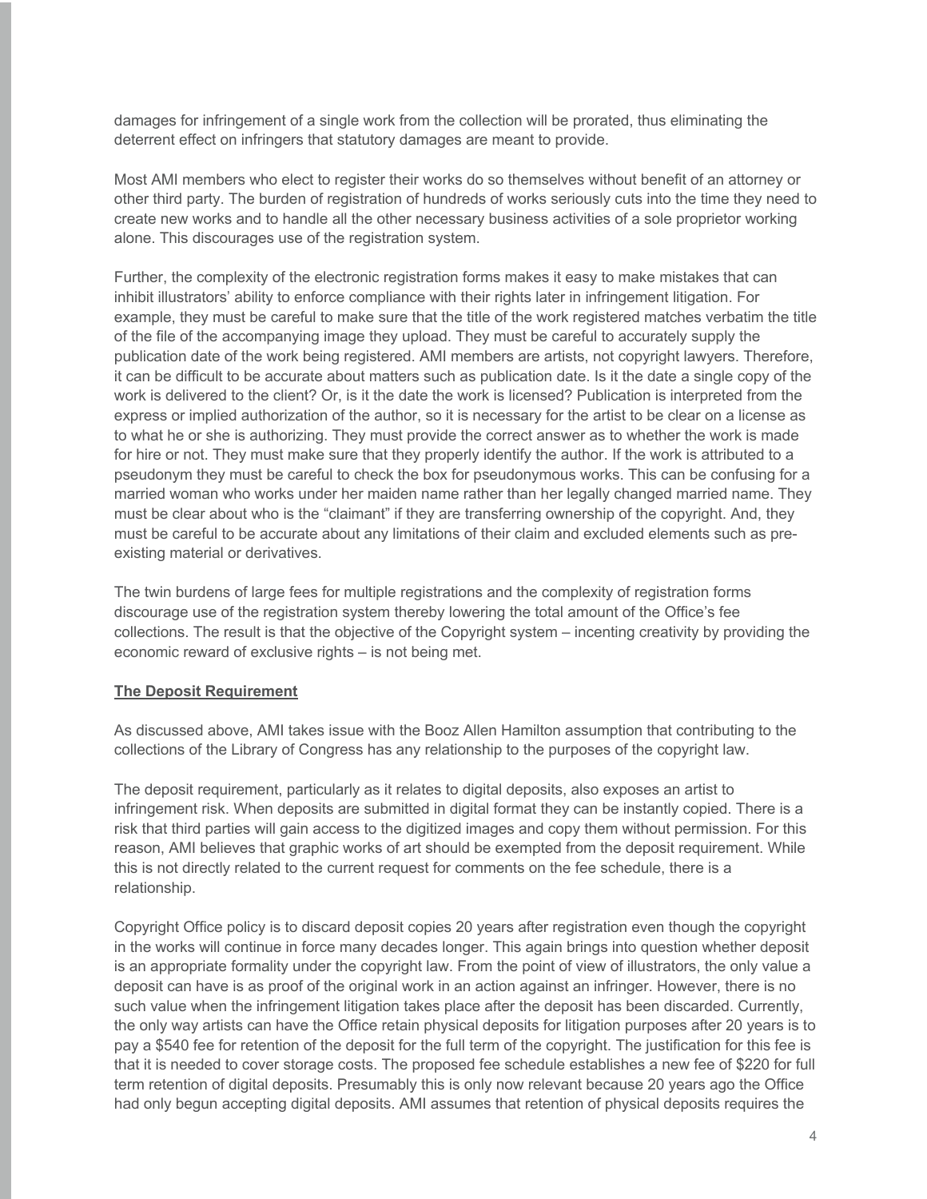damages for infringement of a single work from the collection will be prorated, thus eliminating the deterrent effect on infringers that statutory damages are meant to provide.

Most AMI members who elect to register their works do so themselves without benefit of an attorney or other third party. The burden of registration of hundreds of works seriously cuts into the time they need to create new works and to handle all the other necessary business activities of a sole proprietor working alone. This discourages use of the registration system.

Further, the complexity of the electronic registration forms makes it easy to make mistakes that can inhibit illustrators' ability to enforce compliance with their rights later in infringement litigation. For example, they must be careful to make sure that the title of the work registered matches verbatim the title of the file of the accompanying image they upload. They must be careful to accurately supply the publication date of the work being registered. AMI members are artists, not copyright lawyers. Therefore, it can be difficult to be accurate about matters such as publication date. Is it the date a single copy of the work is delivered to the client? Or, is it the date the work is licensed? Publication is interpreted from the express or implied authorization of the author, so it is necessary for the artist to be clear on a license as to what he or she is authorizing. They must provide the correct answer as to whether the work is made for hire or not. They must make sure that they properly identify the author. If the work is attributed to a pseudonym they must be careful to check the box for pseudonymous works. This can be confusing for a married woman who works under her maiden name rather than her legally changed married name. They must be clear about who is the "claimant" if they are transferring ownership of the copyright. And, they must be careful to be accurate about any limitations of their claim and excluded elements such as pre-existing material or derivatives.

The twin burdens of large fees for multiple registrations and the complexity of registration forms discourage use of the registration system thereby lowering the total amount of the Office's fee collections. The result is that the objective of the Copyright system – incenting creativity by providing the economic reward of exclusive rights – is not being met.

**The Deposit Requirement**

As discussed above, AMI takes issue with the Booz Allen Hamilton assumption that contributing to the collections of the Library of Congress has any relationship to the purposes of the copyright law.

The deposit requirement, particularly as it relates to digital deposits, also exposes an artist to infringement risk. When deposits are submitted in digital format they can be instantly copied. There is a risk that third parties will gain access to the digitized images and copy them without permission. For this reason, AMI believes that graphic works of art should be exempted from the deposit requirement. While this is not directly related to the current request for comments on the fee schedule, there is a relationship.

Copyright Office policy is to discard deposit copies 20 years after registration even though the copyright in the works will continue in force many decades longer. This again brings into question whether deposit is an appropriate formality under the copyright law. From the point of view of illustrators, the only value a deposit can have is as proof of the original work in an action against an infringer. However, there is no such value when the infringement litigation takes place after the deposit has been discarded. Currently, the only way artists can have the Office retain physical deposits for litigation purposes after 20 years is to pay a $540 fee for retention of the deposit for the full term of the copyright. The justification for this fee is that it is needed to cover storage costs. The proposed fee schedule establishes a new fee of $220 for full term retention of digital deposits. Presumably this is only now relevant because 20 years ago the Office had only begun accepting digital deposits. AMI assumes that retention of physical deposits requires the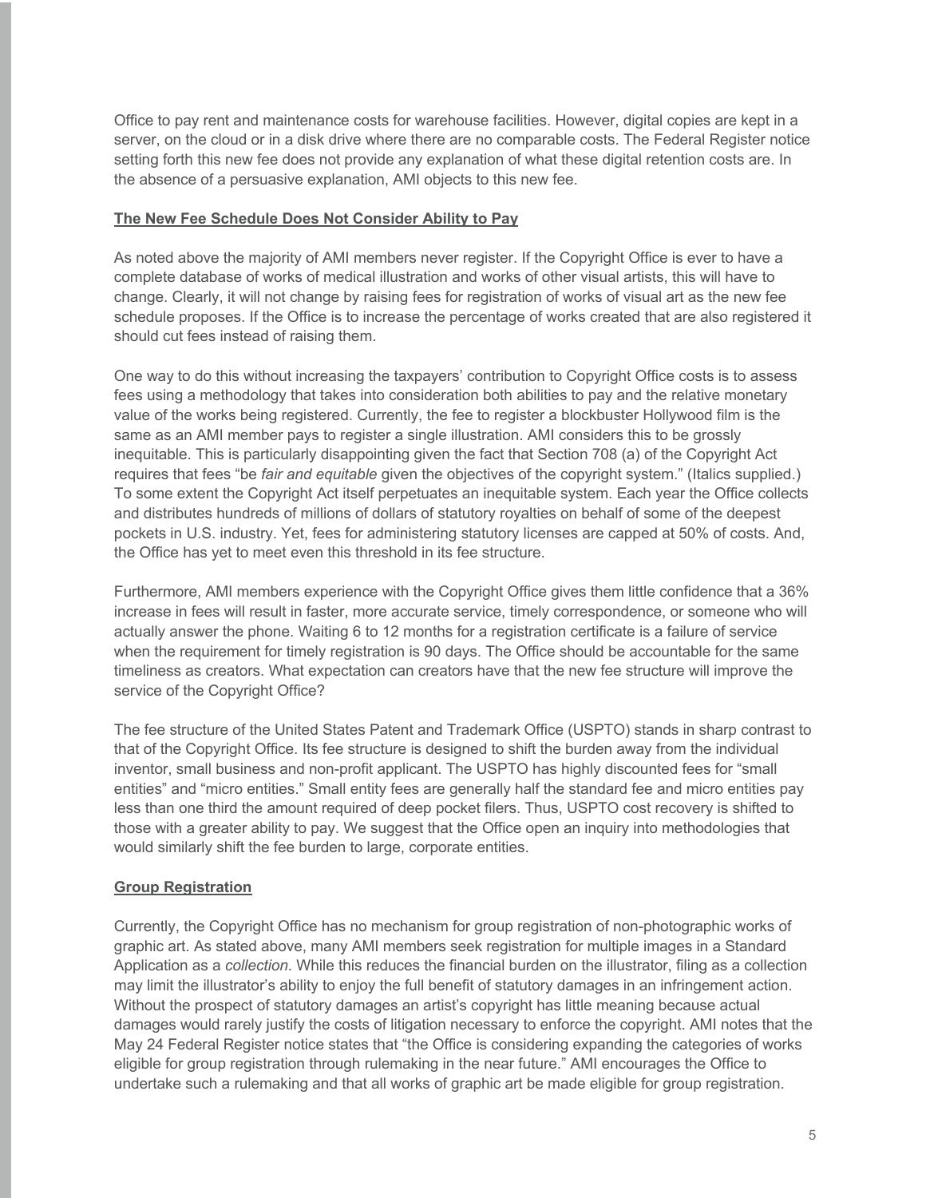Office to pay rent and maintenance costs for warehouse facilities. However, digital copies are kept in a server, on the cloud or in a disk drive where there are no comparable costs. The Federal Register notice setting forth this new fee does not provide any explanation of what these digital retention costs are. In the absence of a persuasive explanation, AMI objects to this new fee.

**The New Fee Schedule Does Not Consider Ability to Pay**

As noted above the majority of AMI members never register. If the Copyright Office is ever to have a complete database of works of medical illustration and works of other visual artists, this will have to change. Clearly, it will not change by raising fees for registration of works of visual art as the new fee schedule proposes. If the Office is to increase the percentage of works created that are also registered it should cut fees instead of raising them.

One way to do this without increasing the taxpayers' contribution to Copyright Office costs is to assess fees using a methodology that takes into consideration both abilities to pay and the relative monetary value of the works being registered. Currently, the fee to register a blockbuster Hollywood film is the same as an AMI member pays to register a single illustration. AMI considers this to be grossly inequitable. This is particularly disappointing given the fact that Section 708 (a) of the Copyright Act requires that fees "be *fair and equitable* given the objectives of the copyright system." (Italics supplied.) To some extent the Copyright Act itself perpetuates an inequitable system. Each year the Office collects and distributes hundreds of millions of dollars of statutory royalties on behalf of some of the deepest pockets in U.S. industry. Yet, fees for administering statutory licenses are capped at 50% of costs. And, the Office has yet to meet even this threshold in its fee structure.

Furthermore, AMI members experience with the Copyright Office gives them little confidence that a 36% increase in fees will result in faster, more accurate service, timely correspondence, or someone who will actually answer the phone. Waiting 6 to 12 months for a registration certificate is a failure of service when the requirement for timely registration is 90 days. The Office should be accountable for the same timeliness as creators. What expectation can creators have that the new fee structure will improve the service of the Copyright Office?

The fee structure of the United States Patent and Trademark Office (USPTO) stands in sharp contrast to that of the Copyright Office. Its fee structure is designed to shift the burden away from the individual inventor, small business and non-profit applicant. The USPTO has highly discounted fees for "small entities" and "micro entities." Small entity fees are generally half the standard fee and micro entities pay less than one third the amount required of deep pocket filers. Thus, USPTO cost recovery is shifted to those with a greater ability to pay. We suggest that the Office open an inquiry into methodologies that would similarly shift the fee burden to large, corporate entities.

**Group Registration**

Currently, the Copyright Office has no mechanism for group registration of non-photographic works of graphic art. As stated above, many AMI members seek registration for multiple images in a Standard Application as a *collection*. While this reduces the financial burden on the illustrator, filing as a collection may limit the illustrator's ability to enjoy the full benefit of statutory damages in an infringement action. Without the prospect of statutory damages an artist's copyright has little meaning because actual damages would rarely justify the costs of litigation necessary to enforce the copyright. AMI notes that the May 24 Federal Register notice states that "the Office is considering expanding the categories of works eligible for group registration through rulemaking in the near future." AMI encourages the Office to undertake such a rulemaking and that all works of graphic art be made eligible for group registration.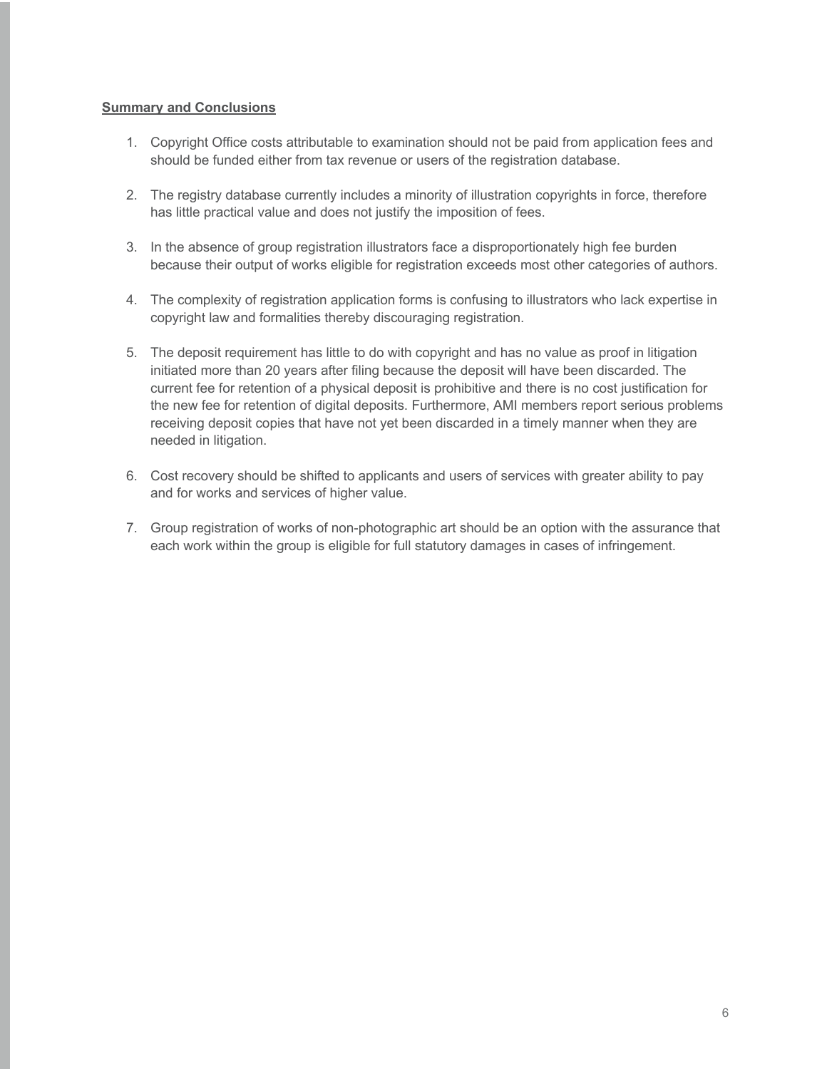**Summary and Conclusions**

1. Copyright Office costs attributable to examination should not be paid from application fees and should be funded either from tax revenue or users of the registration database.

2. The registry database currently includes a minority of illustration copyrights in force, therefore has little practical value and does not justify the imposition of fees.

3. In the absence of group registration illustrators face a disproportionately high fee burden because their output of works eligible for registration exceeds most other categories of authors.

4. The complexity of registration application forms is confusing to illustrators who lack expertise in copyright law and formalities thereby discouraging registration.

5. The deposit requirement has little to do with copyright and has no value as proof in litigation initiated more than 20 years after filing because the deposit will have been discarded. The current fee for retention of a physical deposit is prohibitive and there is no cost justification for the new fee for retention of digital deposits. Furthermore, AMI members report serious problems receiving deposit copies that have not yet been discarded in a timely manner when they are needed in litigation.

6. Cost recovery should be shifted to applicants and users of services with greater ability to pay and for works and services of higher value.

7. Group registration of works of non-photographic art should be an option with the assurance that each work within the group is eligible for full statutory damages in cases of infringement.